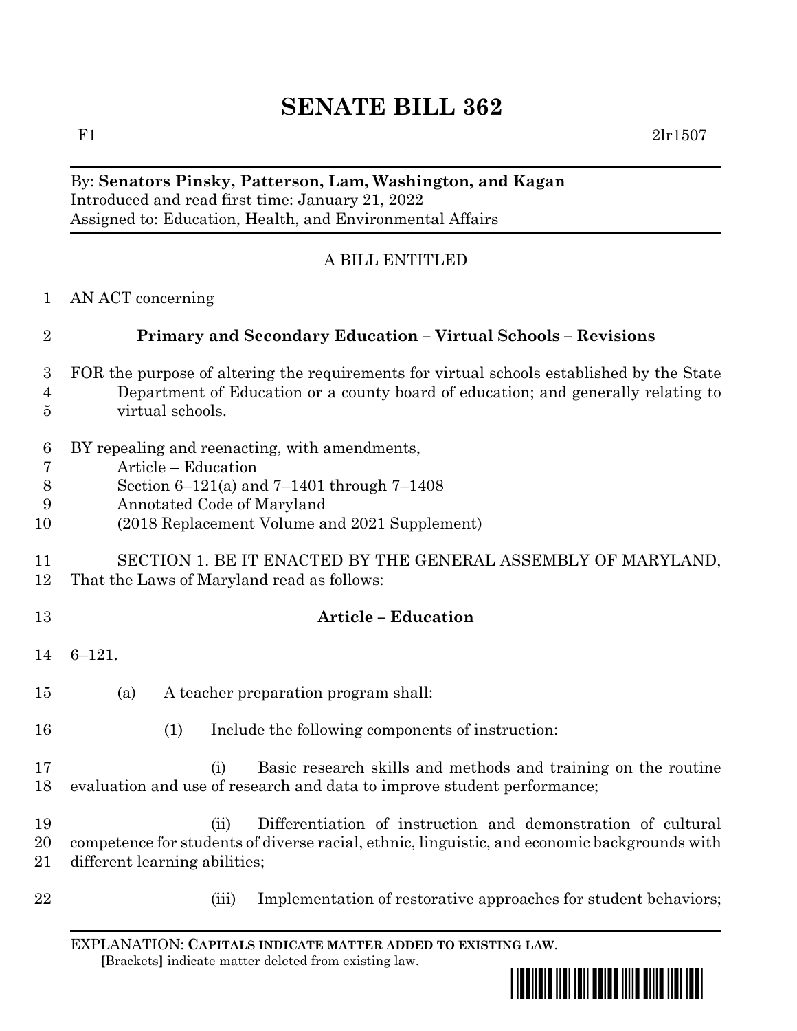# SENATE BILL 362

F1 2lr1507

By: **Senators Pinsky, Patterson, Lam, Washington, and Kagan**
Introduced and read first time: January 21, 2022
Assigned to: Education, Health, and Environmental Affairs

A BILL ENTITLED

1 AN ACT concerning

2 **Primary and Secondary Education – Virtual Schools – Revisions**

3 FOR the purpose of altering the requirements for virtual schools established by the State
4 Department of Education or a county board of education; and generally relating to
5 virtual schools.

6 BY repealing and reenacting, with amendments,
7 Article – Education
8 Section 6–121(a) and 7–1401 through 7–1408
9 Annotated Code of Maryland
10 (2018 Replacement Volume and 2021 Supplement)

11 SECTION 1. BE IT ENACTED BY THE GENERAL ASSEMBLY OF MARYLAND,
12 That the Laws of Maryland read as follows:

13 **Article – Education**

14 6–121.

15 (a) A teacher preparation program shall:

16 (1) Include the following components of instruction:

17 (i) Basic research skills and methods and training on the routine
18 evaluation and use of research and data to improve student performance;

19 (ii) Differentiation of instruction and demonstration of cultural
20 competence for students of diverse racial, ethnic, linguistic, and economic backgrounds with
21 different learning abilities;

22 (iii) Implementation of restorative approaches for student behaviors;

EXPLANATION: **CAPITALS INDICATE MATTER ADDED TO EXISTING LAW**.
**[**Brackets**]** indicate matter deleted from existing law.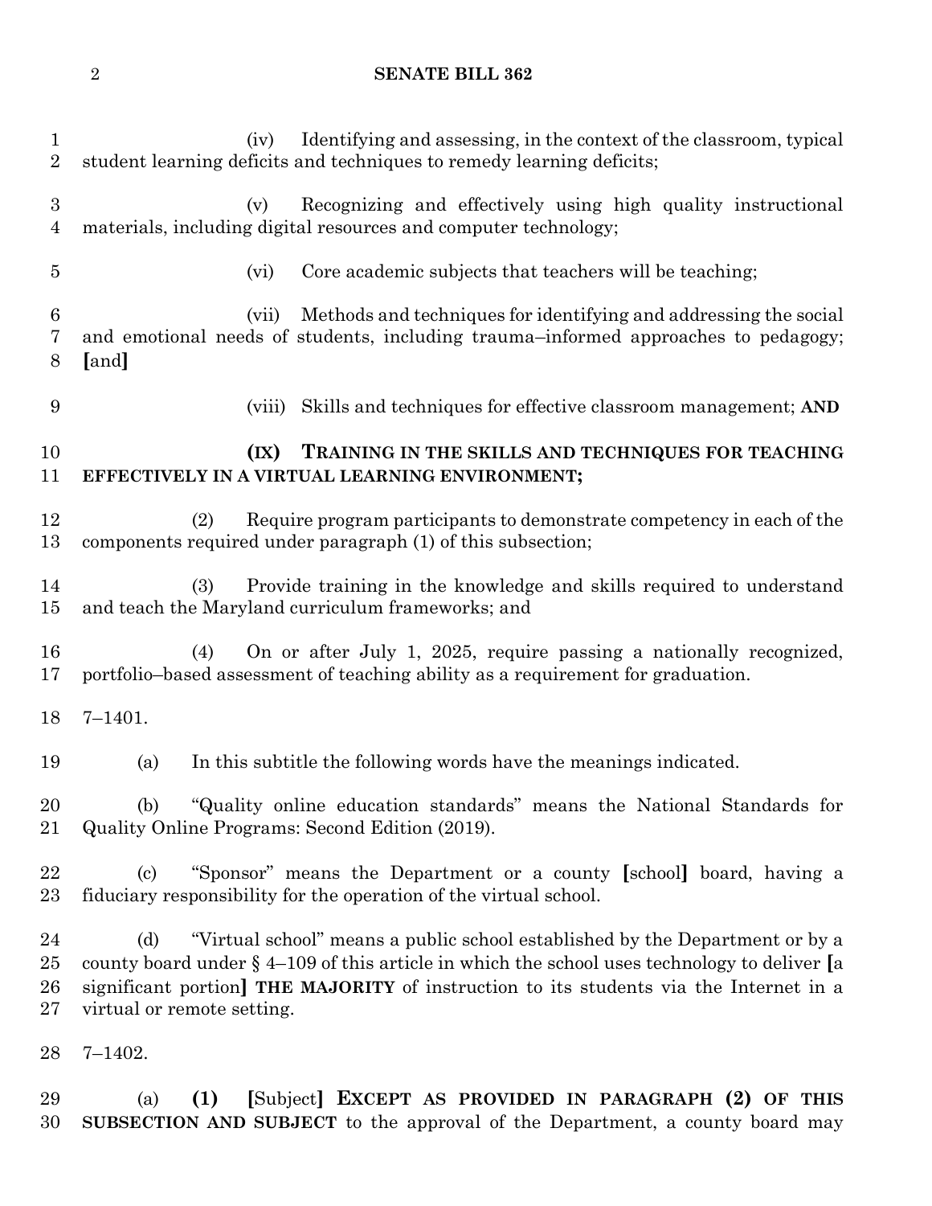(iv) Identifying and assessing, in the context of the classroom, typical student learning deficits and techniques to remedy learning deficits;

(v) Recognizing and effectively using high quality instructional materials, including digital resources and computer technology;

(vi) Core academic subjects that teachers will be teaching;

(vii) Methods and techniques for identifying and addressing the social and emotional needs of students, including trauma–informed approaches to pedagogy; **[**and**]**

(viii) Skills and techniques for effective classroom management; **AND**

**(IX) TRAINING IN THE SKILLS AND TECHNIQUES FOR TEACHING EFFECTIVELY IN A VIRTUAL LEARNING ENVIRONMENT;**

(2) Require program participants to demonstrate competency in each of the components required under paragraph (1) of this subsection;

(3) Provide training in the knowledge and skills required to understand and teach the Maryland curriculum frameworks; and

(4) On or after July 1, 2025, require passing a nationally recognized, portfolio–based assessment of teaching ability as a requirement for graduation.

7–1401.

(a) In this subtitle the following words have the meanings indicated.

(b) "Quality online education standards" means the National Standards for Quality Online Programs: Second Edition (2019).

(c) "Sponsor" means the Department or a county **[**school**]** board, having a fiduciary responsibility for the operation of the virtual school.

(d) "Virtual school" means a public school established by the Department or by a county board under § 4–109 of this article in which the school uses technology to deliver **[**a significant portion**]** **THE MAJORITY** of instruction to its students via the Internet in a virtual or remote setting.

7–1402.

(a) **(1)** **[**Subject**]** **EXCEPT AS PROVIDED IN PARAGRAPH (2) OF THIS SUBSECTION AND SUBJECT** to the approval of the Department, a county board may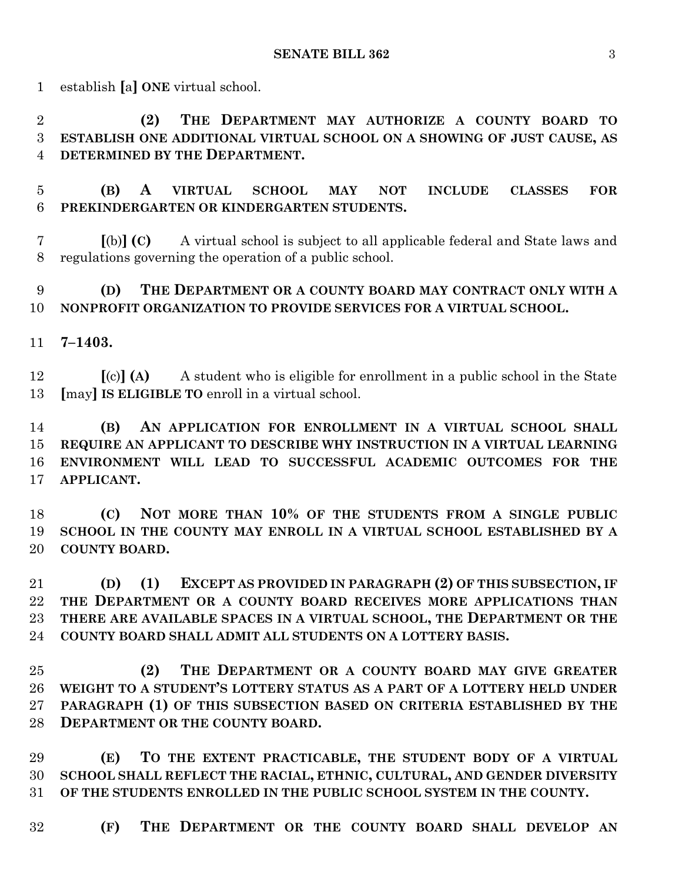establish [a] **ONE** virtual school.

**(2) THE DEPARTMENT MAY AUTHORIZE A COUNTY BOARD TO ESTABLISH ONE ADDITIONAL VIRTUAL SCHOOL ON A SHOWING OF JUST CAUSE, AS DETERMINED BY THE DEPARTMENT.**

**(B) A VIRTUAL SCHOOL MAY NOT INCLUDE CLASSES FOR PREKINDERGARTEN OR KINDERGARTEN STUDENTS.**

[(b)] **(C)** A virtual school is subject to all applicable federal and State laws and regulations governing the operation of a public school.

**(D) THE DEPARTMENT OR A COUNTY BOARD MAY CONTRACT ONLY WITH A NONPROFIT ORGANIZATION TO PROVIDE SERVICES FOR A VIRTUAL SCHOOL.**

**7–1403.**

[(c)] **(A)** A student who is eligible for enrollment in a public school in the State [may] **IS ELIGIBLE TO** enroll in a virtual school.

**(B) AN APPLICATION FOR ENROLLMENT IN A VIRTUAL SCHOOL SHALL REQUIRE AN APPLICANT TO DESCRIBE WHY INSTRUCTION IN A VIRTUAL LEARNING ENVIRONMENT WILL LEAD TO SUCCESSFUL ACADEMIC OUTCOMES FOR THE APPLICANT.**

**(C) NOT MORE THAN 10% OF THE STUDENTS FROM A SINGLE PUBLIC SCHOOL IN THE COUNTY MAY ENROLL IN A VIRTUAL SCHOOL ESTABLISHED BY A COUNTY BOARD.**

**(D) (1) EXCEPT AS PROVIDED IN PARAGRAPH (2) OF THIS SUBSECTION, IF THE DEPARTMENT OR A COUNTY BOARD RECEIVES MORE APPLICATIONS THAN THERE ARE AVAILABLE SPACES IN A VIRTUAL SCHOOL, THE DEPARTMENT OR THE COUNTY BOARD SHALL ADMIT ALL STUDENTS ON A LOTTERY BASIS.**

**(2) THE DEPARTMENT OR A COUNTY BOARD MAY GIVE GREATER WEIGHT TO A STUDENT'S LOTTERY STATUS AS A PART OF A LOTTERY HELD UNDER PARAGRAPH (1) OF THIS SUBSECTION BASED ON CRITERIA ESTABLISHED BY THE DEPARTMENT OR THE COUNTY BOARD.**

**(E) TO THE EXTENT PRACTICABLE, THE STUDENT BODY OF A VIRTUAL SCHOOL SHALL REFLECT THE RACIAL, ETHNIC, CULTURAL, AND GENDER DIVERSITY OF THE STUDENTS ENROLLED IN THE PUBLIC SCHOOL SYSTEM IN THE COUNTY.**

**(F) THE DEPARTMENT OR THE COUNTY BOARD SHALL DEVELOP AN**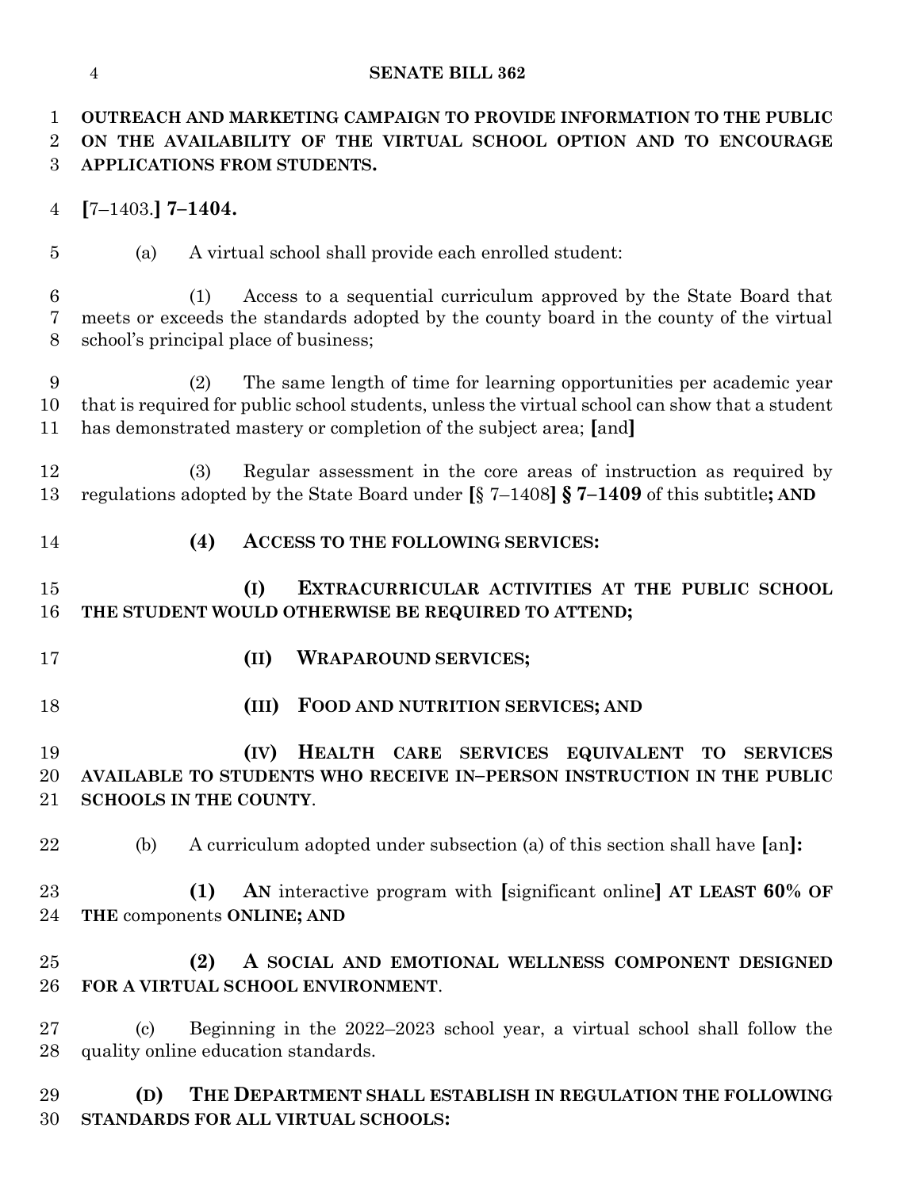**OUTREACH AND MARKETING CAMPAIGN TO PROVIDE INFORMATION TO THE PUBLIC ON THE AVAILABILITY OF THE VIRTUAL SCHOOL OPTION AND TO ENCOURAGE APPLICATIONS FROM STUDENTS.**

[7–1403.] **7–1404.**

(a) A virtual school shall provide each enrolled student:

(1) Access to a sequential curriculum approved by the State Board that meets or exceeds the standards adopted by the county board in the county of the virtual school's principal place of business;

(2) The same length of time for learning opportunities per academic year that is required for public school students, unless the virtual school can show that a student has demonstrated mastery or completion of the subject area; [and]

(3) Regular assessment in the core areas of instruction as required by regulations adopted by the State Board under [§ 7–1408] **§ 7–1409** of this subtitle**; AND**

**(4) ACCESS TO THE FOLLOWING SERVICES:**

**(I) EXTRACURRICULAR ACTIVITIES AT THE PUBLIC SCHOOL THE STUDENT WOULD OTHERWISE BE REQUIRED TO ATTEND;**

**(II) WRAPAROUND SERVICES;**

**(III) FOOD AND NUTRITION SERVICES; AND**

**(IV) HEALTH CARE SERVICES EQUIVALENT TO SERVICES AVAILABLE TO STUDENTS WHO RECEIVE IN–PERSON INSTRUCTION IN THE PUBLIC SCHOOLS IN THE COUNTY**.

(b) A curriculum adopted under subsection (a) of this section shall have [an]**:**

**(1) AN** interactive program with [significant online] **AT LEAST 60% OF THE** components **ONLINE; AND**

**(2) A SOCIAL AND EMOTIONAL WELLNESS COMPONENT DESIGNED FOR A VIRTUAL SCHOOL ENVIRONMENT**.

(c) Beginning in the 2022–2023 school year, a virtual school shall follow the quality online education standards.

**(D) THE DEPARTMENT SHALL ESTABLISH IN REGULATION THE FOLLOWING STANDARDS FOR ALL VIRTUAL SCHOOLS:**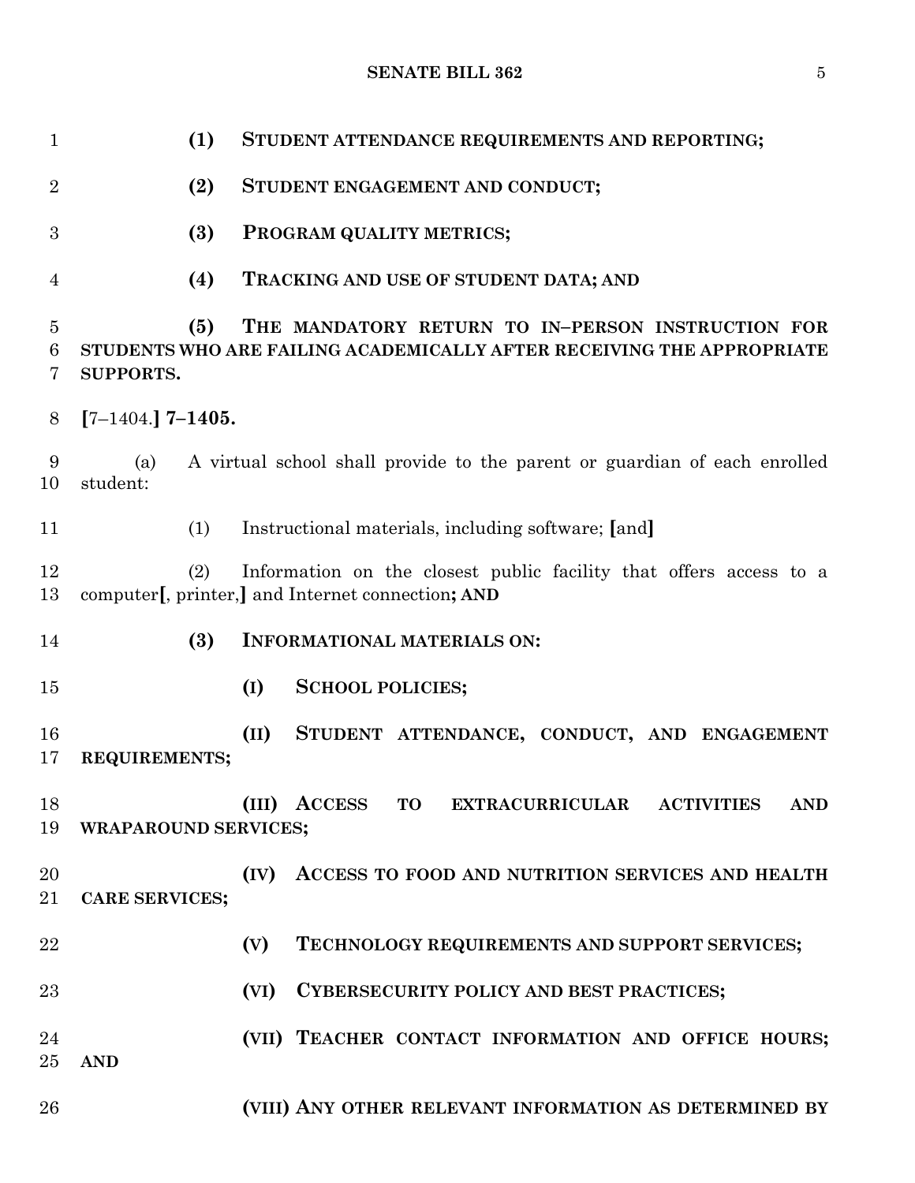(1) STUDENT ATTENDANCE REQUIREMENTS AND REPORTING;

(2) STUDENT ENGAGEMENT AND CONDUCT;

(3) PROGRAM QUALITY METRICS;

(4) TRACKING AND USE OF STUDENT DATA; AND

(5) THE MANDATORY RETURN TO IN–PERSON INSTRUCTION FOR STUDENTS WHO ARE FAILING ACADEMICALLY AFTER RECEIVING THE APPROPRIATE SUPPORTS.

[7–1404.] **7–1405.**

(a) A virtual school shall provide to the parent or guardian of each enrolled student:

(1) Instructional materials, including software; [and]

(2) Information on the closest public facility that offers access to a computer[, printer,] and Internet connection**; AND**

**(3) INFORMATIONAL MATERIALS ON:**

**(I) SCHOOL POLICIES;**

**(II) STUDENT ATTENDANCE, CONDUCT, AND ENGAGEMENT REQUIREMENTS;**

**(III) ACCESS TO EXTRACURRICULAR ACTIVITIES AND WRAPAROUND SERVICES;**

**(IV) ACCESS TO FOOD AND NUTRITION SERVICES AND HEALTH CARE SERVICES;**

**(V) TECHNOLOGY REQUIREMENTS AND SUPPORT SERVICES;**

**(VI) CYBERSECURITY POLICY AND BEST PRACTICES;**

**(VII) TEACHER CONTACT INFORMATION AND OFFICE HOURS; AND**

**(VIII) ANY OTHER RELEVANT INFORMATION AS DETERMINED BY**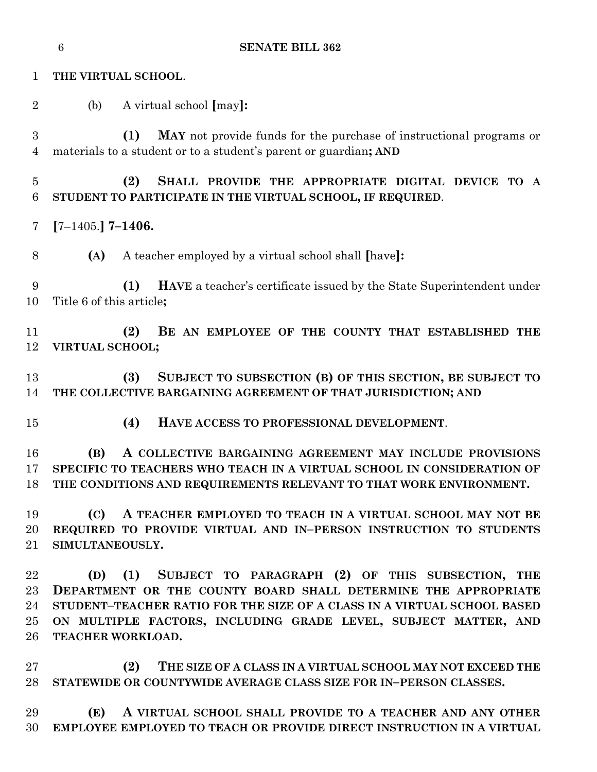**THE VIRTUAL SCHOOL**.

(b) A virtual school **[**may**]:**

**(1)** **MAY** not provide funds for the purchase of instructional programs or materials to a student or to a student's parent or guardian**; AND**

**(2) SHALL PROVIDE THE APPROPRIATE DIGITAL DEVICE TO A STUDENT TO PARTICIPATE IN THE VIRTUAL SCHOOL, IF REQUIRED**.

**[**7–1405.**] 7–1406.**

**(A)** A teacher employed by a virtual school shall **[**have**]:**

**(1) HAVE** a teacher's certificate issued by the State Superintendent under Title 6 of this article**;**

**(2) BE AN EMPLOYEE OF THE COUNTY THAT ESTABLISHED THE VIRTUAL SCHOOL;**

**(3) SUBJECT TO SUBSECTION (B) OF THIS SECTION, BE SUBJECT TO THE COLLECTIVE BARGAINING AGREEMENT OF THAT JURISDICTION; AND**

**(4) HAVE ACCESS TO PROFESSIONAL DEVELOPMENT**.

**(B) A COLLECTIVE BARGAINING AGREEMENT MAY INCLUDE PROVISIONS SPECIFIC TO TEACHERS WHO TEACH IN A VIRTUAL SCHOOL IN CONSIDERATION OF THE CONDITIONS AND REQUIREMENTS RELEVANT TO THAT WORK ENVIRONMENT.**

**(C) A TEACHER EMPLOYED TO TEACH IN A VIRTUAL SCHOOL MAY NOT BE REQUIRED TO PROVIDE VIRTUAL AND IN–PERSON INSTRUCTION TO STUDENTS SIMULTANEOUSLY.**

**(D) (1) SUBJECT TO PARAGRAPH (2) OF THIS SUBSECTION, THE DEPARTMENT OR THE COUNTY BOARD SHALL DETERMINE THE APPROPRIATE STUDENT–TEACHER RATIO FOR THE SIZE OF A CLASS IN A VIRTUAL SCHOOL BASED ON MULTIPLE FACTORS, INCLUDING GRADE LEVEL, SUBJECT MATTER, AND TEACHER WORKLOAD.**

**(2) THE SIZE OF A CLASS IN A VIRTUAL SCHOOL MAY NOT EXCEED THE STATEWIDE OR COUNTYWIDE AVERAGE CLASS SIZE FOR IN–PERSON CLASSES.**

**(E) A VIRTUAL SCHOOL SHALL PROVIDE TO A TEACHER AND ANY OTHER EMPLOYEE EMPLOYED TO TEACH OR PROVIDE DIRECT INSTRUCTION IN A VIRTUAL**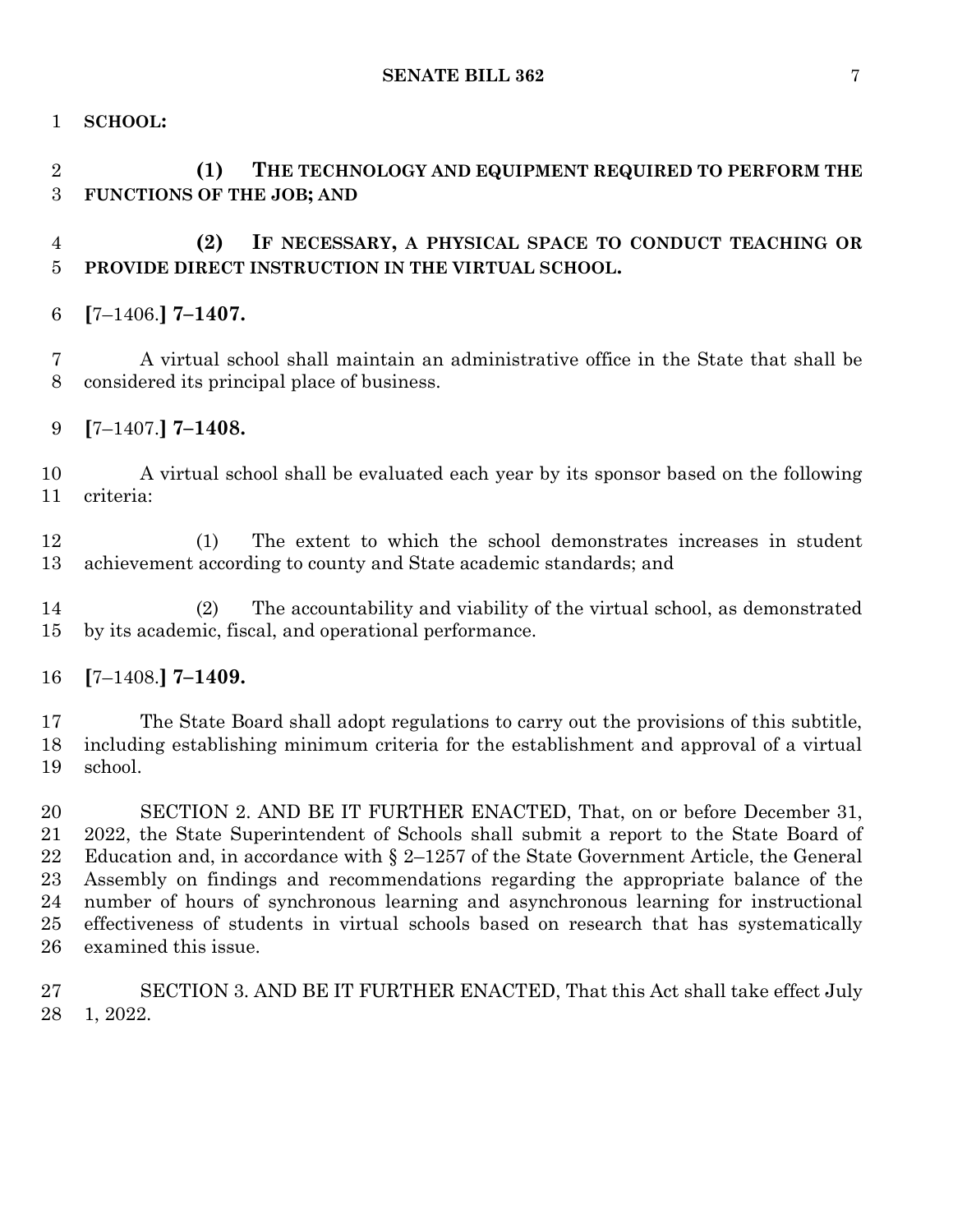**SCHOOL:**

**(1) THE TECHNOLOGY AND EQUIPMENT REQUIRED TO PERFORM THE FUNCTIONS OF THE JOB; AND**

**(2) IF NECESSARY, A PHYSICAL SPACE TO CONDUCT TEACHING OR PROVIDE DIRECT INSTRUCTION IN THE VIRTUAL SCHOOL.**

**[**7–1406.**] 7–1407.**

A virtual school shall maintain an administrative office in the State that shall be considered its principal place of business.

**[**7–1407.**] 7–1408.**

A virtual school shall be evaluated each year by its sponsor based on the following criteria:

(1) The extent to which the school demonstrates increases in student achievement according to county and State academic standards; and

(2) The accountability and viability of the virtual school, as demonstrated by its academic, fiscal, and operational performance.

**[**7–1408.**] 7–1409.**

The State Board shall adopt regulations to carry out the provisions of this subtitle, including establishing minimum criteria for the establishment and approval of a virtual school.

SECTION 2. AND BE IT FURTHER ENACTED, That, on or before December 31, 2022, the State Superintendent of Schools shall submit a report to the State Board of Education and, in accordance with § 2–1257 of the State Government Article, the General Assembly on findings and recommendations regarding the appropriate balance of the number of hours of synchronous learning and asynchronous learning for instructional effectiveness of students in virtual schools based on research that has systematically examined this issue.

SECTION 3. AND BE IT FURTHER ENACTED, That this Act shall take effect July 1, 2022.